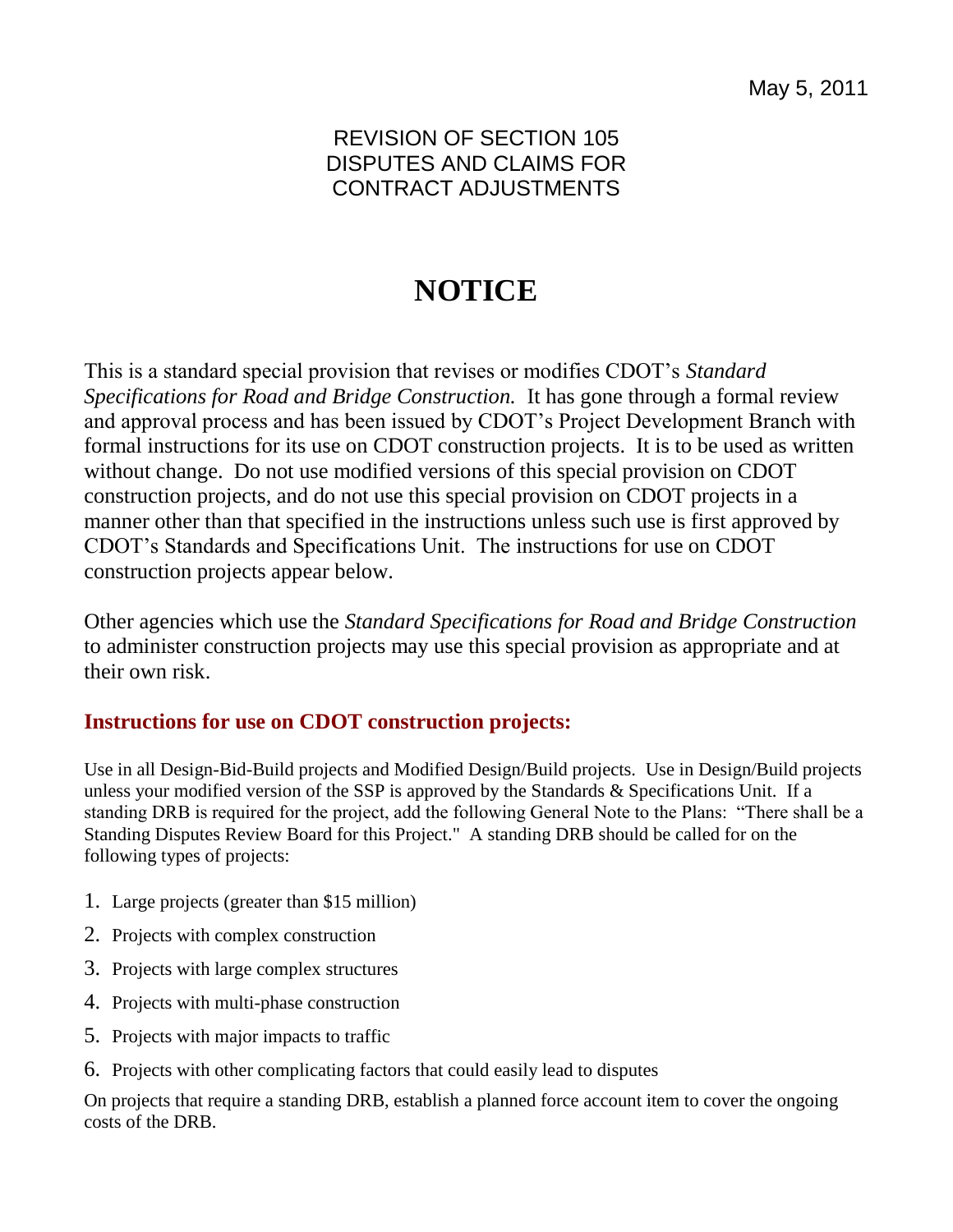May 5, 2011

REVISION OF SECTION 105
DISPUTES AND CLAIMS FOR
CONTRACT ADJUSTMENTS

# NOTICE

This is a standard special provision that revises or modifies CDOT's *Standard Specifications for Road and Bridge Construction.* It has gone through a formal review and approval process and has been issued by CDOT's Project Development Branch with formal instructions for its use on CDOT construction projects. It is to be used as written without change. Do not use modified versions of this special provision on CDOT construction projects, and do not use this special provision on CDOT projects in a manner other than that specified in the instructions unless such use is first approved by CDOT's Standards and Specifications Unit. The instructions for use on CDOT construction projects appear below.

Other agencies which use the *Standard Specifications for Road and Bridge Construction* to administer construction projects may use this special provision as appropriate and at their own risk.

## Instructions for use on CDOT construction projects:

Use in all Design-Bid-Build projects and Modified Design/Build projects. Use in Design/Build projects unless your modified version of the SSP is approved by the Standards & Specifications Unit. If a standing DRB is required for the project, add the following General Note to the Plans: "There shall be a Standing Disputes Review Board for this Project." A standing DRB should be called for on the following types of projects:

1. Large projects (greater than $15 million)
2. Projects with complex construction
3. Projects with large complex structures
4. Projects with multi-phase construction
5. Projects with major impacts to traffic
6. Projects with other complicating factors that could easily lead to disputes

On projects that require a standing DRB, establish a planned force account item to cover the ongoing costs of the DRB.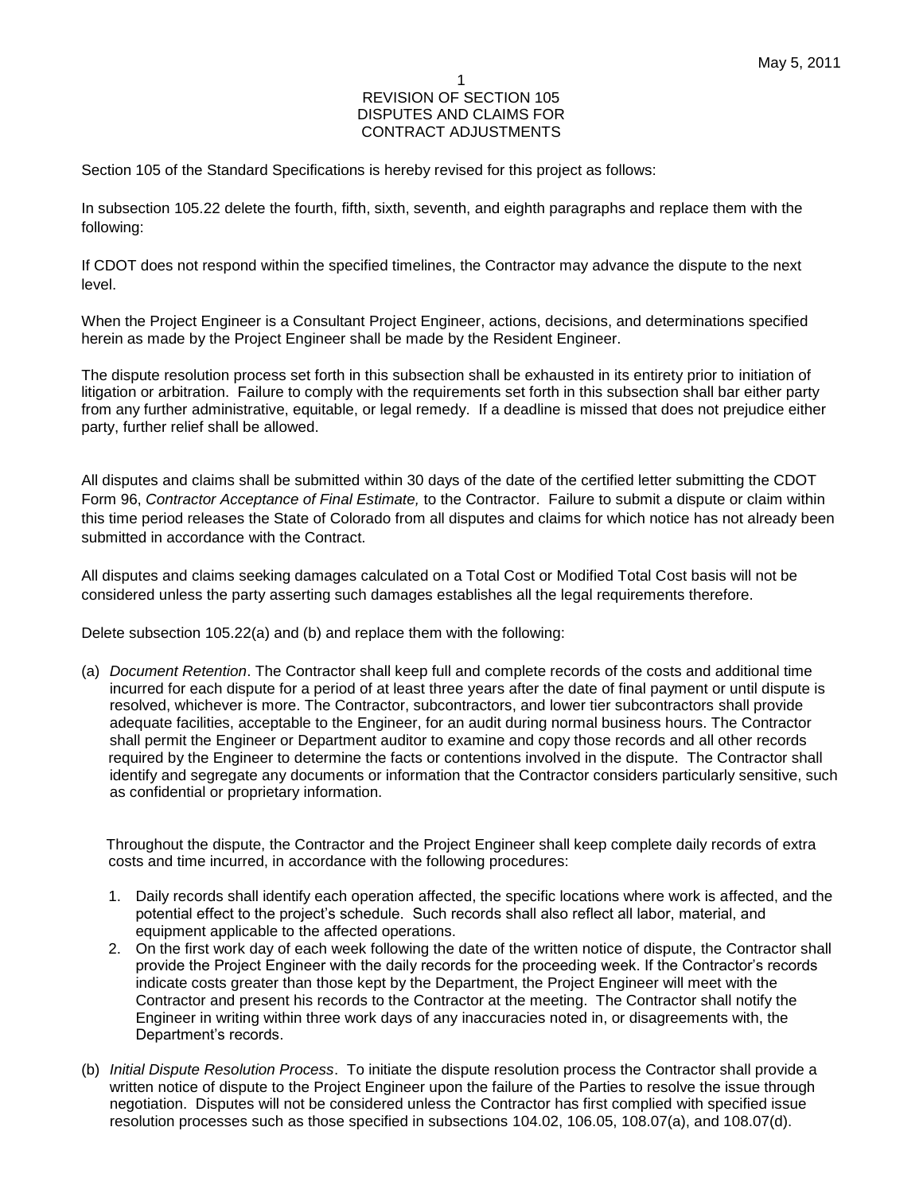# REVISION OF SECTION 105
# DISPUTES AND CLAIMS FOR CONTRACT ADJUSTMENTS

Section 105 of the Standard Specifications is hereby revised for this project as follows:

In subsection 105.22 delete the fourth, fifth, sixth, seventh, and eighth paragraphs and replace them with the following:

If CDOT does not respond within the specified timelines, the Contractor may advance the dispute to the next level.

When the Project Engineer is a Consultant Project Engineer, actions, decisions, and determinations specified herein as made by the Project Engineer shall be made by the Resident Engineer.

The dispute resolution process set forth in this subsection shall be exhausted in its entirety prior to initiation of litigation or arbitration. Failure to comply with the requirements set forth in this subsection shall bar either party from any further administrative, equitable, or legal remedy. If a deadline is missed that does not prejudice either party, further relief shall be allowed.

All disputes and claims shall be submitted within 30 days of the date of the certified letter submitting the CDOT Form 96, *Contractor Acceptance of Final Estimate,* to the Contractor. Failure to submit a dispute or claim within this time period releases the State of Colorado from all disputes and claims for which notice has not already been submitted in accordance with the Contract.

All disputes and claims seeking damages calculated on a Total Cost or Modified Total Cost basis will not be considered unless the party asserting such damages establishes all the legal requirements therefore.

Delete subsection 105.22(a) and (b) and replace them with the following:

(a) *Document Retention*. The Contractor shall keep full and complete records of the costs and additional time incurred for each dispute for a period of at least three years after the date of final payment or until dispute is resolved, whichever is more. The Contractor, subcontractors, and lower tier subcontractors shall provide adequate facilities, acceptable to the Engineer, for an audit during normal business hours. The Contractor shall permit the Engineer or Department auditor to examine and copy those records and all other records required by the Engineer to determine the facts or contentions involved in the dispute. The Contractor shall identify and segregate any documents or information that the Contractor considers particularly sensitive, such as confidential or proprietary information.

   Throughout the dispute, the Contractor and the Project Engineer shall keep complete daily records of extra costs and time incurred, in accordance with the following procedures:

   1. Daily records shall identify each operation affected, the specific locations where work is affected, and the potential effect to the project's schedule. Such records shall also reflect all labor, material, and equipment applicable to the affected operations.
   2. On the first work day of each week following the date of the written notice of dispute, the Contractor shall provide the Project Engineer with the daily records for the proceeding week. If the Contractor's records indicate costs greater than those kept by the Department, the Project Engineer will meet with the Contractor and present his records to the Contractor at the meeting. The Contractor shall notify the Engineer in writing within three work days of any inaccuracies noted in, or disagreements with, the Department's records.

(b) *Initial Dispute Resolution Process*. To initiate the dispute resolution process the Contractor shall provide a written notice of dispute to the Project Engineer upon the failure of the Parties to resolve the issue through negotiation. Disputes will not be considered unless the Contractor has first complied with specified issue resolution processes such as those specified in subsections 104.02, 106.05, 108.07(a), and 108.07(d).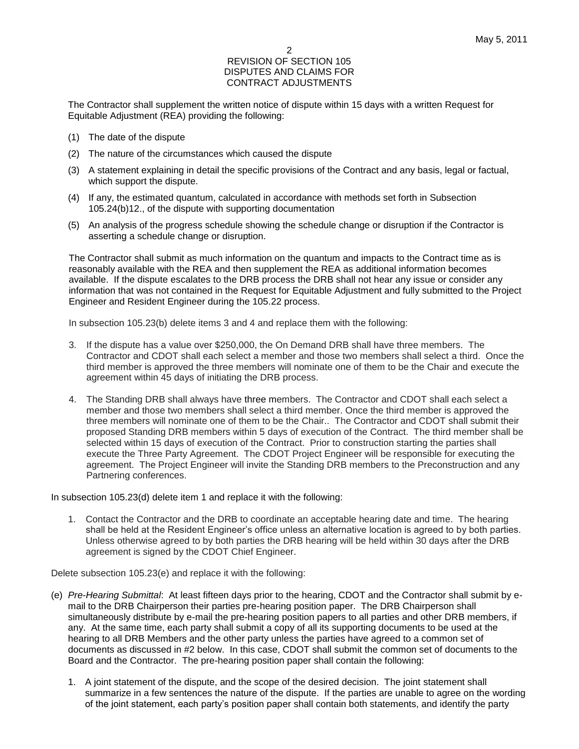The Contractor shall supplement the written notice of dispute within 15 days with a written Request for Equitable Adjustment (REA) providing the following:

(1) The date of the dispute

(2) The nature of the circumstances which caused the dispute

(3) A statement explaining in detail the specific provisions of the Contract and any basis, legal or factual, which support the dispute.

(4) If any, the estimated quantum, calculated in accordance with methods set forth in Subsection 105.24(b)12., of the dispute with supporting documentation

(5) An analysis of the progress schedule showing the schedule change or disruption if the Contractor is asserting a schedule change or disruption.

The Contractor shall submit as much information on the quantum and impacts to the Contract time as is reasonably available with the REA and then supplement the REA as additional information becomes available. If the dispute escalates to the DRB process the DRB shall not hear any issue or consider any information that was not contained in the Request for Equitable Adjustment and fully submitted to the Project Engineer and Resident Engineer during the 105.22 process.

In subsection 105.23(b) delete items 3 and 4 and replace them with the following:

3. If the dispute has a value over $250,000, the On Demand DRB shall have three members. The Contractor and CDOT shall each select a member and those two members shall select a third. Once the third member is approved the three members will nominate one of them to be the Chair and execute the agreement within 45 days of initiating the DRB process.

4. The Standing DRB shall always have three members. The Contractor and CDOT shall each select a member and those two members shall select a third member. Once the third member is approved the three members will nominate one of them to be the Chair.. The Contractor and CDOT shall submit their proposed Standing DRB members within 5 days of execution of the Contract. The third member shall be selected within 15 days of execution of the Contract. Prior to construction starting the parties shall execute the Three Party Agreement. The CDOT Project Engineer will be responsible for executing the agreement. The Project Engineer will invite the Standing DRB members to the Preconstruction and any Partnering conferences.

In subsection 105.23(d) delete item 1 and replace it with the following:

1. Contact the Contractor and the DRB to coordinate an acceptable hearing date and time. The hearing shall be held at the Resident Engineer's office unless an alternative location is agreed to by both parties. Unless otherwise agreed to by both parties the DRB hearing will be held within 30 days after the DRB agreement is signed by the CDOT Chief Engineer.

Delete subsection 105.23(e) and replace it with the following:

(e) *Pre-Hearing Submittal*: At least fifteen days prior to the hearing, CDOT and the Contractor shall submit by e-mail to the DRB Chairperson their parties pre-hearing position paper. The DRB Chairperson shall simultaneously distribute by e-mail the pre-hearing position papers to all parties and other DRB members, if any. At the same time, each party shall submit a copy of all its supporting documents to be used at the hearing to all DRB Members and the other party unless the parties have agreed to a common set of documents as discussed in #2 below. In this case, CDOT shall submit the common set of documents to the Board and the Contractor. The pre-hearing position paper shall contain the following:

1. A joint statement of the dispute, and the scope of the desired decision. The joint statement shall summarize in a few sentences the nature of the dispute. If the parties are unable to agree on the wording of the joint statement, each party's position paper shall contain both statements, and identify the party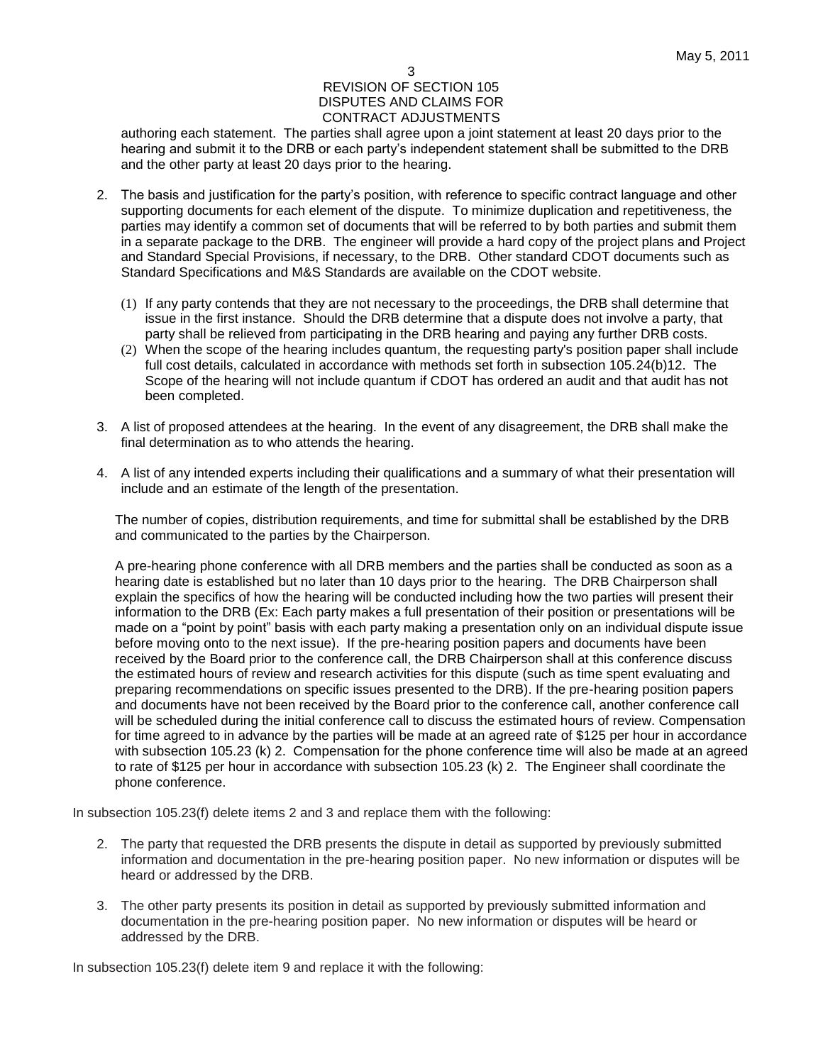authoring each statement. The parties shall agree upon a joint statement at least 20 days prior to the hearing and submit it to the DRB or each party's independent statement shall be submitted to the DRB and the other party at least 20 days prior to the hearing.

2. The basis and justification for the party's position, with reference to specific contract language and other supporting documents for each element of the dispute. To minimize duplication and repetitiveness, the parties may identify a common set of documents that will be referred to by both parties and submit them in a separate package to the DRB. The engineer will provide a hard copy of the project plans and Project and Standard Special Provisions, if necessary, to the DRB. Other standard CDOT documents such as Standard Specifications and M&S Standards are available on the CDOT website.

   (1) If any party contends that they are not necessary to the proceedings, the DRB shall determine that issue in the first instance. Should the DRB determine that a dispute does not involve a party, that party shall be relieved from participating in the DRB hearing and paying any further DRB costs.
   (2) When the scope of the hearing includes quantum, the requesting party's position paper shall include full cost details, calculated in accordance with methods set forth in subsection 105.24(b)12. The Scope of the hearing will not include quantum if CDOT has ordered an audit and that audit has not been completed.

3. A list of proposed attendees at the hearing. In the event of any disagreement, the DRB shall make the final determination as to who attends the hearing.

4. A list of any intended experts including their qualifications and a summary of what their presentation will include and an estimate of the length of the presentation.

   The number of copies, distribution requirements, and time for submittal shall be established by the DRB and communicated to the parties by the Chairperson.

   A pre-hearing phone conference with all DRB members and the parties shall be conducted as soon as a hearing date is established but no later than 10 days prior to the hearing. The DRB Chairperson shall explain the specifics of how the hearing will be conducted including how the two parties will present their information to the DRB (Ex: Each party makes a full presentation of their position or presentations will be made on a "point by point" basis with each party making a presentation only on an individual dispute issue before moving onto to the next issue). If the pre-hearing position papers and documents have been received by the Board prior to the conference call, the DRB Chairperson shall at this conference discuss the estimated hours of review and research activities for this dispute (such as time spent evaluating and preparing recommendations on specific issues presented to the DRB). If the pre-hearing position papers and documents have not been received by the Board prior to the conference call, another conference call will be scheduled during the initial conference call to discuss the estimated hours of review. Compensation for time agreed to in advance by the parties will be made at an agreed rate of $125 per hour in accordance with subsection 105.23 (k) 2. Compensation for the phone conference time will also be made at an agreed to rate of $125 per hour in accordance with subsection 105.23 (k) 2. The Engineer shall coordinate the phone conference.

In subsection 105.23(f) delete items 2 and 3 and replace them with the following:

2. The party that requested the DRB presents the dispute in detail as supported by previously submitted information and documentation in the pre-hearing position paper. No new information or disputes will be heard or addressed by the DRB.

3. The other party presents its position in detail as supported by previously submitted information and documentation in the pre-hearing position paper. No new information or disputes will be heard or addressed by the DRB.

In subsection 105.23(f) delete item 9 and replace it with the following: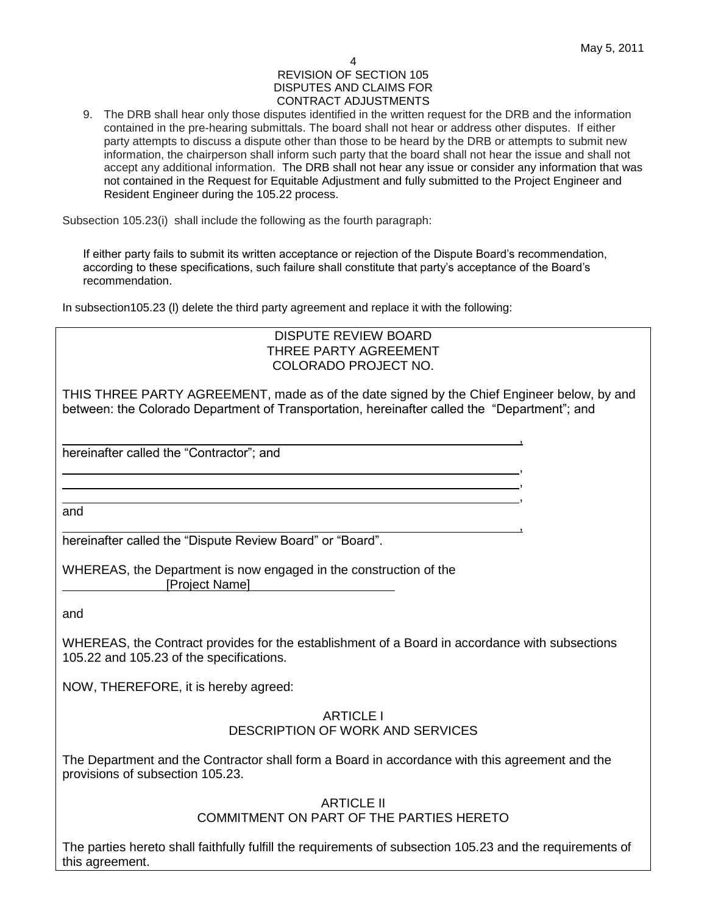9. The DRB shall hear only those disputes identified in the written request for the DRB and the information contained in the pre-hearing submittals. The board shall not hear or address other disputes. If either party attempts to discuss a dispute other than those to be heard by the DRB or attempts to submit new information, the chairperson shall inform such party that the board shall not hear the issue and shall not accept any additional information. The DRB shall not hear any issue or consider any information that was not contained in the Request for Equitable Adjustment and fully submitted to the Project Engineer and Resident Engineer during the 105.22 process.

Subsection 105.23(i) shall include the following as the fourth paragraph:

> If either party fails to submit its written acceptance or rejection of the Dispute Board's recommendation, according to these specifications, such failure shall constitute that party's acceptance of the Board's recommendation.

In subsection105.23 (l) delete the third party agreement and replace it with the following:

DISPUTE REVIEW BOARD
THREE PARTY AGREEMENT
COLORADO PROJECT NO.

THIS THREE PARTY AGREEMENT, made as of the date signed by the Chief Engineer below, by and between: the Colorado Department of Transportation, hereinafter called the "Department"; and

______________________________________________________________,
hereinafter called the "Contractor"; and

______________________________________________________________,
______________________________________________________________,
______________________________________________________________,
and
______________________________________________________________,
hereinafter called the "Dispute Review Board" or "Board".

WHEREAS, the Department is now engaged in the construction of the
______________ [Project Name] ______________________

and

WHEREAS, the Contract provides for the establishment of a Board in accordance with subsections 105.22 and 105.23 of the specifications.

NOW, THEREFORE, it is hereby agreed:

ARTICLE I
DESCRIPTION OF WORK AND SERVICES

The Department and the Contractor shall form a Board in accordance with this agreement and the provisions of subsection 105.23.

ARTICLE II
COMMITMENT ON PART OF THE PARTIES HERETO

The parties hereto shall faithfully fulfill the requirements of subsection 105.23 and the requirements of this agreement.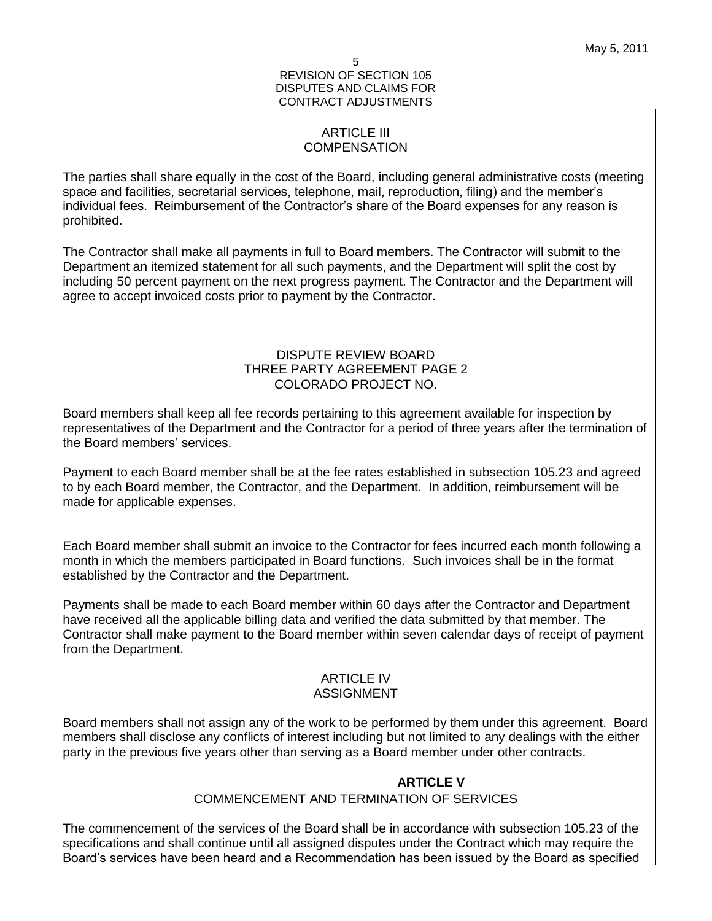### ARTICLE III
### COMPENSATION

The parties shall share equally in the cost of the Board, including general administrative costs (meeting space and facilities, secretarial services, telephone, mail, reproduction, filing) and the member's individual fees. Reimbursement of the Contractor's share of the Board expenses for any reason is prohibited.

The Contractor shall make all payments in full to Board members. The Contractor will submit to the Department an itemized statement for all such payments, and the Department will split the cost by including 50 percent payment on the next progress payment. The Contractor and the Department will agree to accept invoiced costs prior to payment by the Contractor.

DISPUTE REVIEW BOARD
THREE PARTY AGREEMENT PAGE 2
COLORADO PROJECT NO.

Board members shall keep all fee records pertaining to this agreement available for inspection by representatives of the Department and the Contractor for a period of three years after the termination of the Board members' services.

Payment to each Board member shall be at the fee rates established in subsection 105.23 and agreed to by each Board member, the Contractor, and the Department. In addition, reimbursement will be made for applicable expenses.

Each Board member shall submit an invoice to the Contractor for fees incurred each month following a month in which the members participated in Board functions. Such invoices shall be in the format established by the Contractor and the Department.

Payments shall be made to each Board member within 60 days after the Contractor and Department have received all the applicable billing data and verified the data submitted by that member. The Contractor shall make payment to the Board member within seven calendar days of receipt of payment from the Department.

### ARTICLE IV
### ASSIGNMENT

Board members shall not assign any of the work to be performed by them under this agreement. Board members shall disclose any conflicts of interest including but not limited to any dealings with the either party in the previous five years other than serving as a Board member under other contracts.

### ARTICLE V
### COMMENCEMENT AND TERMINATION OF SERVICES

The commencement of the services of the Board shall be in accordance with subsection 105.23 of the specifications and shall continue until all assigned disputes under the Contract which may require the Board's services have been heard and a Recommendation has been issued by the Board as specified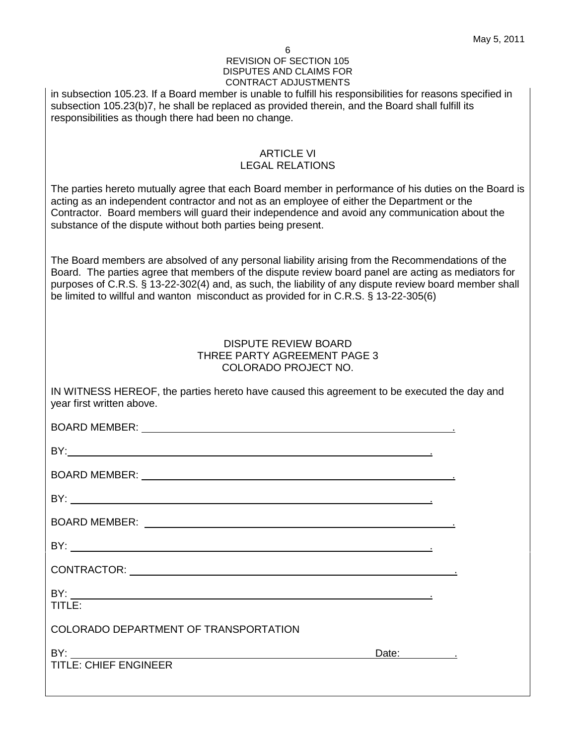in subsection 105.23. If a Board member is unable to fulfill his responsibilities for reasons specified in subsection 105.23(b)7, he shall be replaced as provided therein, and the Board shall fulfill its responsibilities as though there had been no change.

## ARTICLE VI
## LEGAL RELATIONS

The parties hereto mutually agree that each Board member in performance of his duties on the Board is acting as an independent contractor and not as an employee of either the Department or the Contractor. Board members will guard their independence and avoid any communication about the substance of the dispute without both parties being present.

The Board members are absolved of any personal liability arising from the Recommendations of the Board. The parties agree that members of the dispute review board panel are acting as mediators for purposes of C.R.S. § 13-22-302(4) and, as such, the liability of any dispute review board member shall be limited to willful and wanton misconduct as provided for in C.R.S. § 13-22-305(6)

## DISPUTE REVIEW BOARD
## THREE PARTY AGREEMENT PAGE 3
## COLORADO PROJECT NO.

IN WITNESS HEREOF, the parties hereto have caused this agreement to be executed the day and year first written above.

BOARD MEMBER: ______________________________________________.

BY: ______________________________________________.

BOARD MEMBER: ______________________________________________.

BY: ______________________________________________.

BOARD MEMBER: ______________________________________________.

BY: ______________________________________________.

CONTRACTOR: ______________________________________________.

BY: ______________________________________________.
TITLE:

COLORADO DEPARTMENT OF TRANSPORTATION

BY: ______________________________________________ Date: __________.
TITLE: CHIEF ENGINEER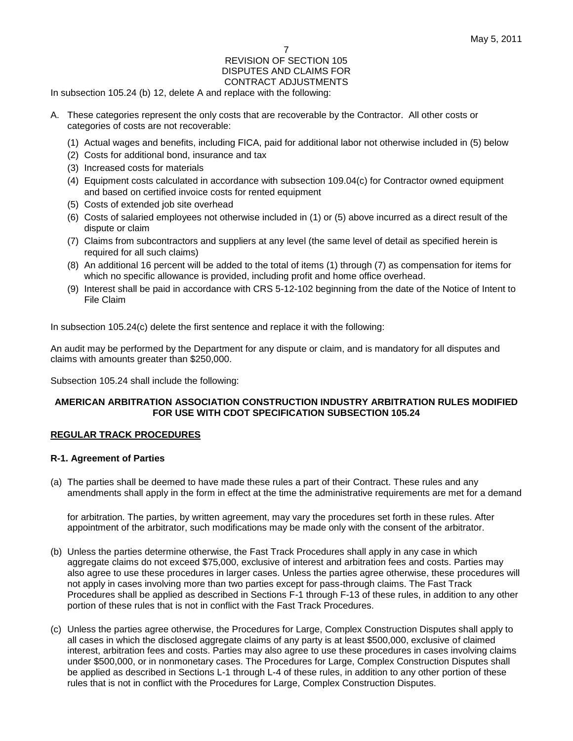In subsection 105.24 (b) 12, delete A and replace with the following:

A. These categories represent the only costs that are recoverable by the Contractor. All other costs or categories of costs are not recoverable:

   (1) Actual wages and benefits, including FICA, paid for additional labor not otherwise included in (5) below
   (2) Costs for additional bond, insurance and tax
   (3) Increased costs for materials
   (4) Equipment costs calculated in accordance with subsection 109.04(c) for Contractor owned equipment and based on certified invoice costs for rented equipment
   (5) Costs of extended job site overhead
   (6) Costs of salaried employees not otherwise included in (1) or (5) above incurred as a direct result of the dispute or claim
   (7) Claims from subcontractors and suppliers at any level (the same level of detail as specified herein is required for all such claims)
   (8) An additional 16 percent will be added to the total of items (1) through (7) as compensation for items for which no specific allowance is provided, including profit and home office overhead.
   (9) Interest shall be paid in accordance with CRS 5-12-102 beginning from the date of the Notice of Intent to File Claim

In subsection 105.24(c) delete the first sentence and replace it with the following:

An audit may be performed by the Department for any dispute or claim, and is mandatory for all disputes and claims with amounts greater than $250,000.

Subsection 105.24 shall include the following:

**AMERICAN ARBITRATION ASSOCIATION CONSTRUCTION INDUSTRY ARBITRATION RULES MODIFIED FOR USE WITH CDOT SPECIFICATION SUBSECTION 105.24**

**REGULAR TRACK PROCEDURES**

**R-1. Agreement of Parties**

(a) The parties shall be deemed to have made these rules a part of their Contract. These rules and any amendments shall apply in the form in effect at the time the administrative requirements are met for a demand for arbitration. The parties, by written agreement, may vary the procedures set forth in these rules. After appointment of the arbitrator, such modifications may be made only with the consent of the arbitrator.

(b) Unless the parties determine otherwise, the Fast Track Procedures shall apply in any case in which aggregate claims do not exceed $75,000, exclusive of interest and arbitration fees and costs. Parties may also agree to use these procedures in larger cases. Unless the parties agree otherwise, these procedures will not apply in cases involving more than two parties except for pass-through claims. The Fast Track Procedures shall be applied as described in Sections F-1 through F-13 of these rules, in addition to any other portion of these rules that is not in conflict with the Fast Track Procedures.

(c) Unless the parties agree otherwise, the Procedures for Large, Complex Construction Disputes shall apply to all cases in which the disclosed aggregate claims of any party is at least $500,000, exclusive of claimed interest, arbitration fees and costs. Parties may also agree to use these procedures in cases involving claims under $500,000, or in nonmonetary cases. The Procedures for Large, Complex Construction Disputes shall be applied as described in Sections L-1 through L-4 of these rules, in addition to any other portion of these rules that is not in conflict with the Procedures for Large, Complex Construction Disputes.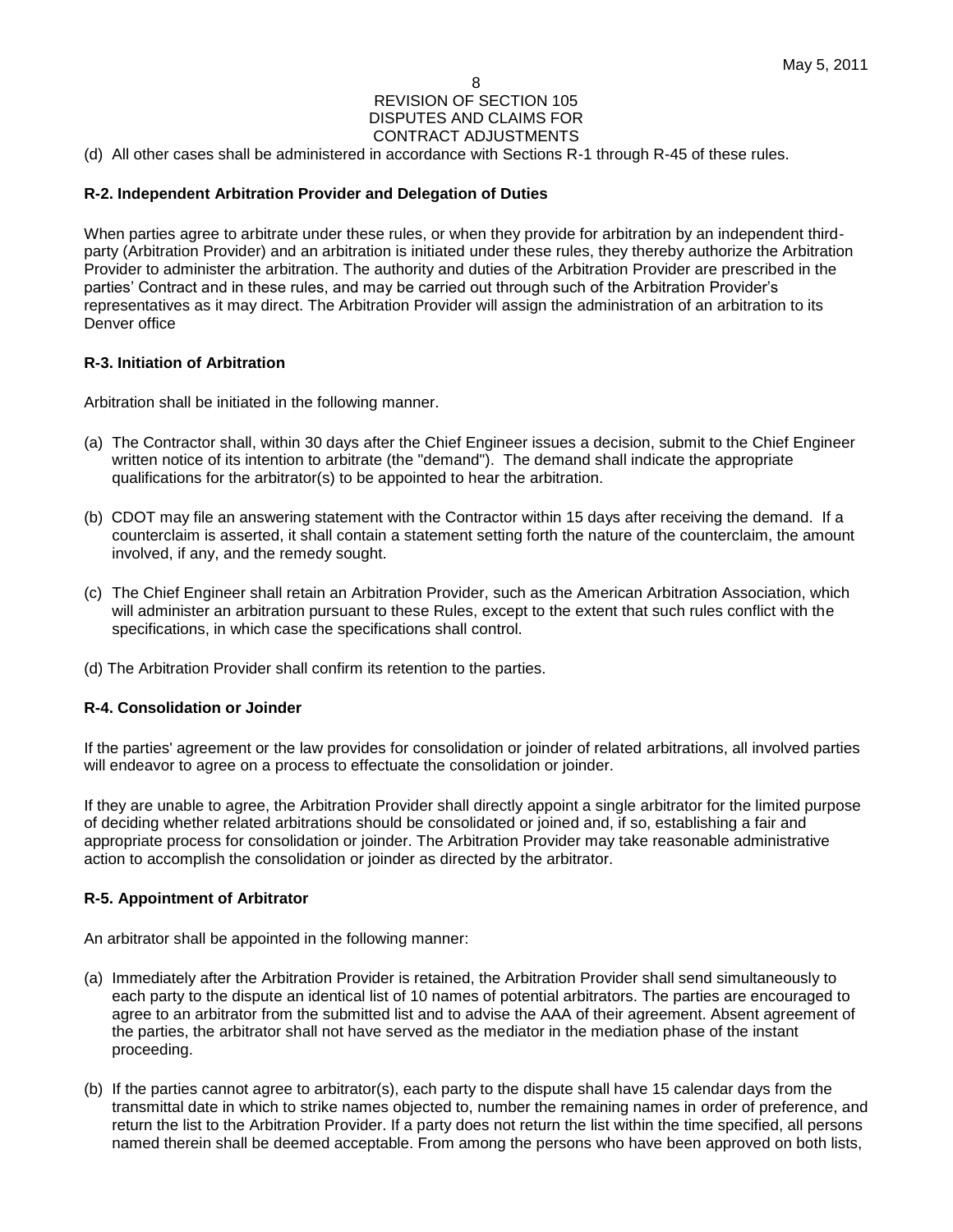(d) All other cases shall be administered in accordance with Sections R-1 through R-45 of these rules.

**R-2. Independent Arbitration Provider and Delegation of Duties**

When parties agree to arbitrate under these rules, or when they provide for arbitration by an independent third-party (Arbitration Provider) and an arbitration is initiated under these rules, they thereby authorize the Arbitration Provider to administer the arbitration. The authority and duties of the Arbitration Provider are prescribed in the parties' Contract and in these rules, and may be carried out through such of the Arbitration Provider's representatives as it may direct. The Arbitration Provider will assign the administration of an arbitration to its Denver office

**R-3. Initiation of Arbitration**

Arbitration shall be initiated in the following manner.

(a) The Contractor shall, within 30 days after the Chief Engineer issues a decision, submit to the Chief Engineer written notice of its intention to arbitrate (the "demand"). The demand shall indicate the appropriate qualifications for the arbitrator(s) to be appointed to hear the arbitration.

(b) CDOT may file an answering statement with the Contractor within 15 days after receiving the demand. If a counterclaim is asserted, it shall contain a statement setting forth the nature of the counterclaim, the amount involved, if any, and the remedy sought.

(c) The Chief Engineer shall retain an Arbitration Provider, such as the American Arbitration Association, which will administer an arbitration pursuant to these Rules, except to the extent that such rules conflict with the specifications, in which case the specifications shall control.

(d) The Arbitration Provider shall confirm its retention to the parties.

**R-4. Consolidation or Joinder**

If the parties' agreement or the law provides for consolidation or joinder of related arbitrations, all involved parties will endeavor to agree on a process to effectuate the consolidation or joinder.

If they are unable to agree, the Arbitration Provider shall directly appoint a single arbitrator for the limited purpose of deciding whether related arbitrations should be consolidated or joined and, if so, establishing a fair and appropriate process for consolidation or joinder. The Arbitration Provider may take reasonable administrative action to accomplish the consolidation or joinder as directed by the arbitrator.

**R-5. Appointment of Arbitrator**

An arbitrator shall be appointed in the following manner:

(a) Immediately after the Arbitration Provider is retained, the Arbitration Provider shall send simultaneously to each party to the dispute an identical list of 10 names of potential arbitrators. The parties are encouraged to agree to an arbitrator from the submitted list and to advise the AAA of their agreement. Absent agreement of the parties, the arbitrator shall not have served as the mediator in the mediation phase of the instant proceeding.

(b) If the parties cannot agree to arbitrator(s), each party to the dispute shall have 15 calendar days from the transmittal date in which to strike names objected to, number the remaining names in order of preference, and return the list to the Arbitration Provider. If a party does not return the list within the time specified, all persons named therein shall be deemed acceptable. From among the persons who have been approved on both lists,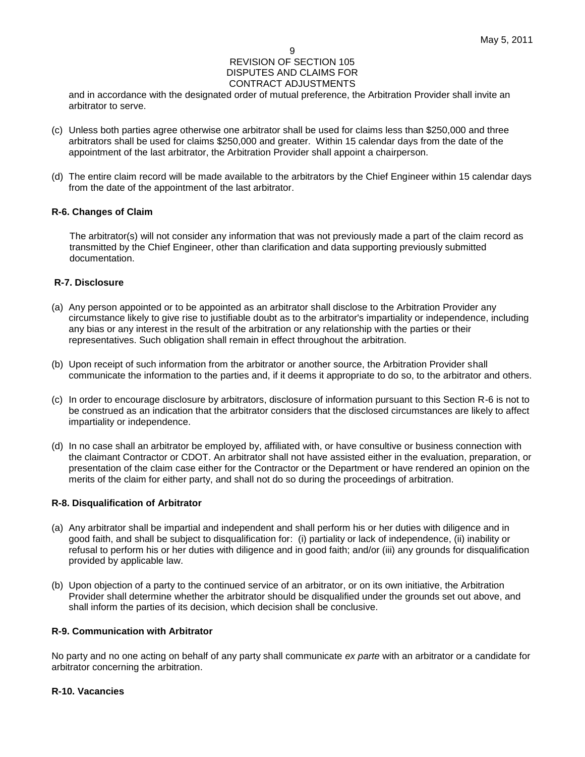and in accordance with the designated order of mutual preference, the Arbitration Provider shall invite an arbitrator to serve.

(c) Unless both parties agree otherwise one arbitrator shall be used for claims less than $250,000 and three arbitrators shall be used for claims $250,000 and greater. Within 15 calendar days from the date of the appointment of the last arbitrator, the Arbitration Provider shall appoint a chairperson.

(d) The entire claim record will be made available to the arbitrators by the Chief Engineer within 15 calendar days from the date of the appointment of the last arbitrator.

**R-6. Changes of Claim**

The arbitrator(s) will not consider any information that was not previously made a part of the claim record as transmitted by the Chief Engineer, other than clarification and data supporting previously submitted documentation.

**R-7. Disclosure**

(a) Any person appointed or to be appointed as an arbitrator shall disclose to the Arbitration Provider any circumstance likely to give rise to justifiable doubt as to the arbitrator's impartiality or independence, including any bias or any interest in the result of the arbitration or any relationship with the parties or their representatives. Such obligation shall remain in effect throughout the arbitration.

(b) Upon receipt of such information from the arbitrator or another source, the Arbitration Provider shall communicate the information to the parties and, if it deems it appropriate to do so, to the arbitrator and others.

(c) In order to encourage disclosure by arbitrators, disclosure of information pursuant to this Section R-6 is not to be construed as an indication that the arbitrator considers that the disclosed circumstances are likely to affect impartiality or independence.

(d) In no case shall an arbitrator be employed by, affiliated with, or have consultive or business connection with the claimant Contractor or CDOT. An arbitrator shall not have assisted either in the evaluation, preparation, or presentation of the claim case either for the Contractor or the Department or have rendered an opinion on the merits of the claim for either party, and shall not do so during the proceedings of arbitration.

**R-8. Disqualification of Arbitrator**

(a) Any arbitrator shall be impartial and independent and shall perform his or her duties with diligence and in good faith, and shall be subject to disqualification for: (i) partiality or lack of independence, (ii) inability or refusal to perform his or her duties with diligence and in good faith; and/or (iii) any grounds for disqualification provided by applicable law.

(b) Upon objection of a party to the continued service of an arbitrator, or on its own initiative, the Arbitration Provider shall determine whether the arbitrator should be disqualified under the grounds set out above, and shall inform the parties of its decision, which decision shall be conclusive.

**R-9. Communication with Arbitrator**

No party and no one acting on behalf of any party shall communicate *ex parte* with an arbitrator or a candidate for arbitrator concerning the arbitration.

**R-10. Vacancies**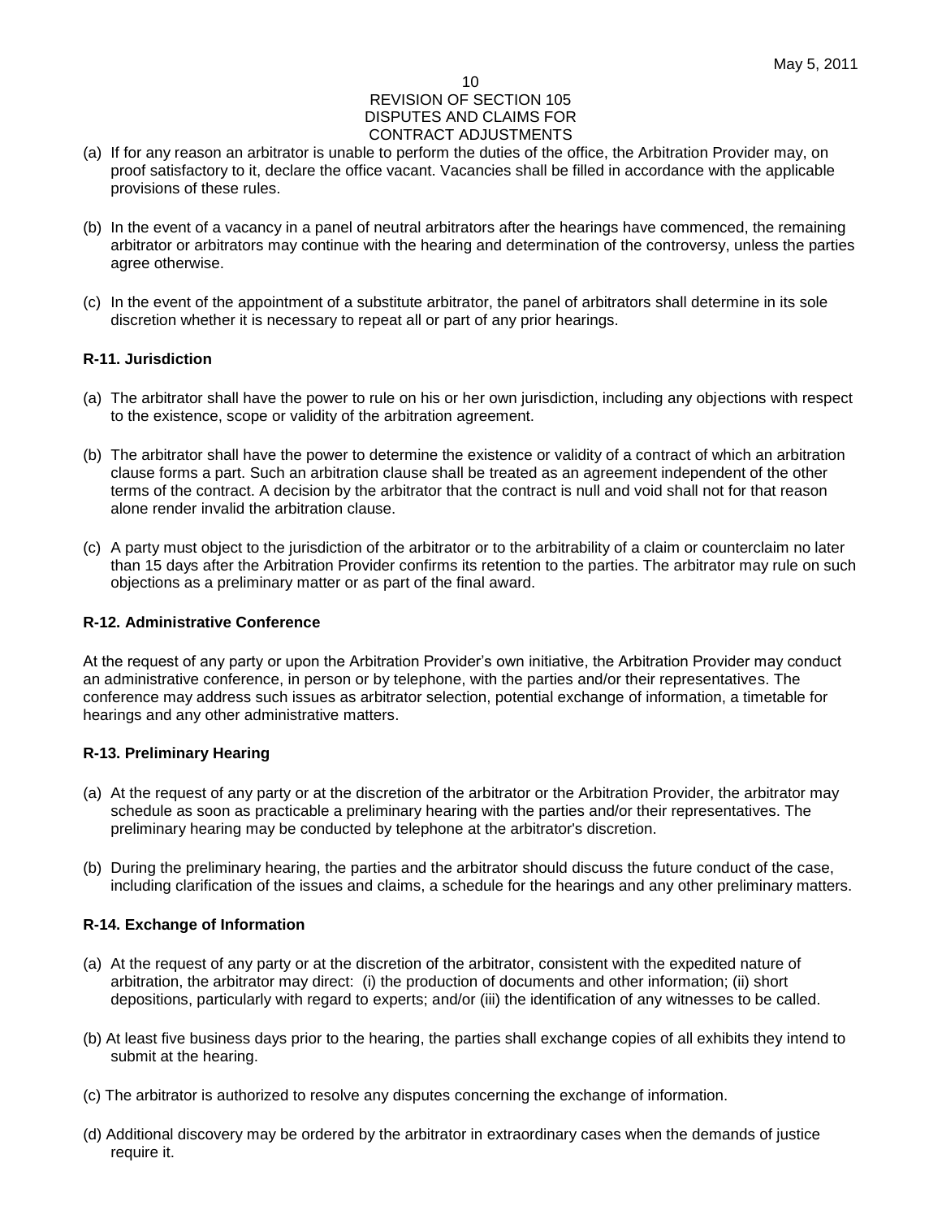(a) If for any reason an arbitrator is unable to perform the duties of the office, the Arbitration Provider may, on proof satisfactory to it, declare the office vacant. Vacancies shall be filled in accordance with the applicable provisions of these rules.

(b) In the event of a vacancy in a panel of neutral arbitrators after the hearings have commenced, the remaining arbitrator or arbitrators may continue with the hearing and determination of the controversy, unless the parties agree otherwise.

(c) In the event of the appointment of a substitute arbitrator, the panel of arbitrators shall determine in its sole discretion whether it is necessary to repeat all or part of any prior hearings.

**R-11. Jurisdiction**

(a) The arbitrator shall have the power to rule on his or her own jurisdiction, including any objections with respect to the existence, scope or validity of the arbitration agreement.

(b) The arbitrator shall have the power to determine the existence or validity of a contract of which an arbitration clause forms a part. Such an arbitration clause shall be treated as an agreement independent of the other terms of the contract. A decision by the arbitrator that the contract is null and void shall not for that reason alone render invalid the arbitration clause.

(c) A party must object to the jurisdiction of the arbitrator or to the arbitrability of a claim or counterclaim no later than 15 days after the Arbitration Provider confirms its retention to the parties. The arbitrator may rule on such objections as a preliminary matter or as part of the final award.

**R-12. Administrative Conference**

At the request of any party or upon the Arbitration Provider's own initiative, the Arbitration Provider may conduct an administrative conference, in person or by telephone, with the parties and/or their representatives. The conference may address such issues as arbitrator selection, potential exchange of information, a timetable for hearings and any other administrative matters.

**R-13. Preliminary Hearing**

(a) At the request of any party or at the discretion of the arbitrator or the Arbitration Provider, the arbitrator may schedule as soon as practicable a preliminary hearing with the parties and/or their representatives. The preliminary hearing may be conducted by telephone at the arbitrator's discretion.

(b) During the preliminary hearing, the parties and the arbitrator should discuss the future conduct of the case, including clarification of the issues and claims, a schedule for the hearings and any other preliminary matters.

**R-14. Exchange of Information**

(a) At the request of any party or at the discretion of the arbitrator, consistent with the expedited nature of arbitration, the arbitrator may direct: (i) the production of documents and other information; (ii) short depositions, particularly with regard to experts; and/or (iii) the identification of any witnesses to be called.

(b) At least five business days prior to the hearing, the parties shall exchange copies of all exhibits they intend to submit at the hearing.

(c) The arbitrator is authorized to resolve any disputes concerning the exchange of information.

(d) Additional discovery may be ordered by the arbitrator in extraordinary cases when the demands of justice require it.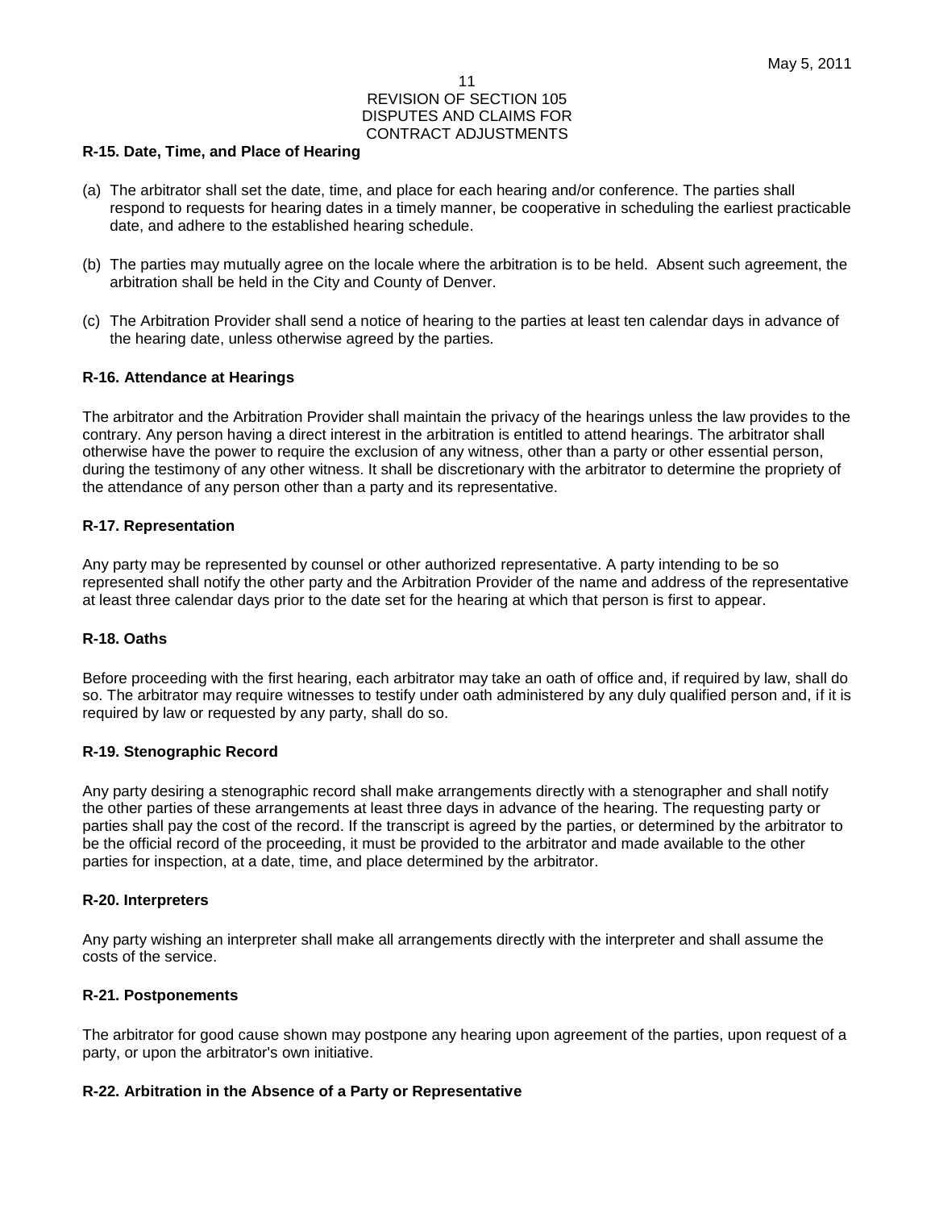**R-15. Date, Time, and Place of Hearing**

(a) The arbitrator shall set the date, time, and place for each hearing and/or conference. The parties shall respond to requests for hearing dates in a timely manner, be cooperative in scheduling the earliest practicable date, and adhere to the established hearing schedule.

(b) The parties may mutually agree on the locale where the arbitration is to be held. Absent such agreement, the arbitration shall be held in the City and County of Denver.

(c) The Arbitration Provider shall send a notice of hearing to the parties at least ten calendar days in advance of the hearing date, unless otherwise agreed by the parties.

**R-16. Attendance at Hearings**

The arbitrator and the Arbitration Provider shall maintain the privacy of the hearings unless the law provides to the contrary. Any person having a direct interest in the arbitration is entitled to attend hearings. The arbitrator shall otherwise have the power to require the exclusion of any witness, other than a party or other essential person, during the testimony of any other witness. It shall be discretionary with the arbitrator to determine the propriety of the attendance of any person other than a party and its representative.

**R-17. Representation**

Any party may be represented by counsel or other authorized representative. A party intending to be so represented shall notify the other party and the Arbitration Provider of the name and address of the representative at least three calendar days prior to the date set for the hearing at which that person is first to appear.

**R-18. Oaths**

Before proceeding with the first hearing, each arbitrator may take an oath of office and, if required by law, shall do so. The arbitrator may require witnesses to testify under oath administered by any duly qualified person and, if it is required by law or requested by any party, shall do so.

**R-19. Stenographic Record**

Any party desiring a stenographic record shall make arrangements directly with a stenographer and shall notify the other parties of these arrangements at least three days in advance of the hearing. The requesting party or parties shall pay the cost of the record. If the transcript is agreed by the parties, or determined by the arbitrator to be the official record of the proceeding, it must be provided to the arbitrator and made available to the other parties for inspection, at a date, time, and place determined by the arbitrator.

**R-20. Interpreters**

Any party wishing an interpreter shall make all arrangements directly with the interpreter and shall assume the costs of the service.

**R-21. Postponements**

The arbitrator for good cause shown may postpone any hearing upon agreement of the parties, upon request of a party, or upon the arbitrator's own initiative.

**R-22. Arbitration in the Absence of a Party or Representative**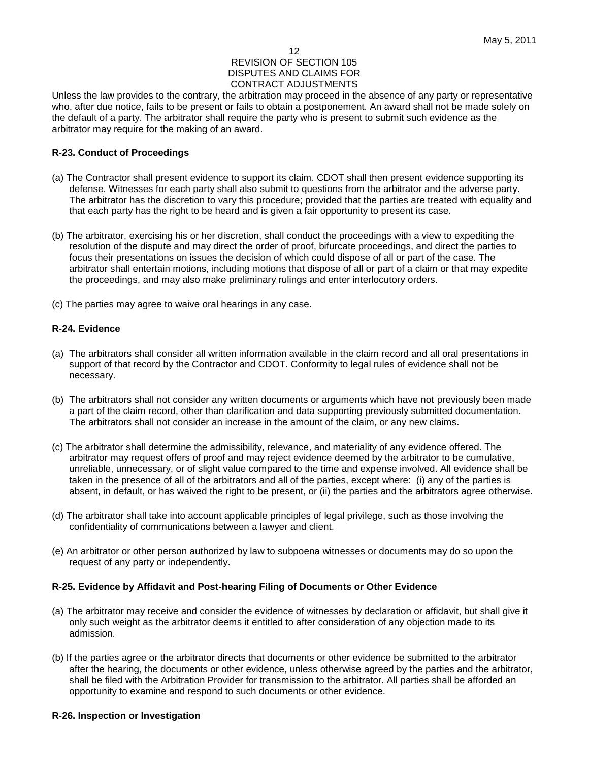Unless the law provides to the contrary, the arbitration may proceed in the absence of any party or representative who, after due notice, fails to be present or fails to obtain a postponement. An award shall not be made solely on the default of a party. The arbitrator shall require the party who is present to submit such evidence as the arbitrator may require for the making of an award.

**R-23. Conduct of Proceedings**

(a) The Contractor shall present evidence to support its claim. CDOT shall then present evidence supporting its defense. Witnesses for each party shall also submit to questions from the arbitrator and the adverse party. The arbitrator has the discretion to vary this procedure; provided that the parties are treated with equality and that each party has the right to be heard and is given a fair opportunity to present its case.

(b) The arbitrator, exercising his or her discretion, shall conduct the proceedings with a view to expediting the resolution of the dispute and may direct the order of proof, bifurcate proceedings, and direct the parties to focus their presentations on issues the decision of which could dispose of all or part of the case. The arbitrator shall entertain motions, including motions that dispose of all or part of a claim or that may expedite the proceedings, and may also make preliminary rulings and enter interlocutory orders.

(c) The parties may agree to waive oral hearings in any case.

**R-24. Evidence**

(a) The arbitrators shall consider all written information available in the claim record and all oral presentations in support of that record by the Contractor and CDOT. Conformity to legal rules of evidence shall not be necessary.

(b) The arbitrators shall not consider any written documents or arguments which have not previously been made a part of the claim record, other than clarification and data supporting previously submitted documentation. The arbitrators shall not consider an increase in the amount of the claim, or any new claims.

(c) The arbitrator shall determine the admissibility, relevance, and materiality of any evidence offered. The arbitrator may request offers of proof and may reject evidence deemed by the arbitrator to be cumulative, unreliable, unnecessary, or of slight value compared to the time and expense involved. All evidence shall be taken in the presence of all of the arbitrators and all of the parties, except where: (i) any of the parties is absent, in default, or has waived the right to be present, or (ii) the parties and the arbitrators agree otherwise.

(d) The arbitrator shall take into account applicable principles of legal privilege, such as those involving the confidentiality of communications between a lawyer and client.

(e) An arbitrator or other person authorized by law to subpoena witnesses or documents may do so upon the request of any party or independently.

**R-25. Evidence by Affidavit and Post-hearing Filing of Documents or Other Evidence**

(a) The arbitrator may receive and consider the evidence of witnesses by declaration or affidavit, but shall give it only such weight as the arbitrator deems it entitled to after consideration of any objection made to its admission.

(b) If the parties agree or the arbitrator directs that documents or other evidence be submitted to the arbitrator after the hearing, the documents or other evidence, unless otherwise agreed by the parties and the arbitrator, shall be filed with the Arbitration Provider for transmission to the arbitrator. All parties shall be afforded an opportunity to examine and respond to such documents or other evidence.

**R-26. Inspection or Investigation**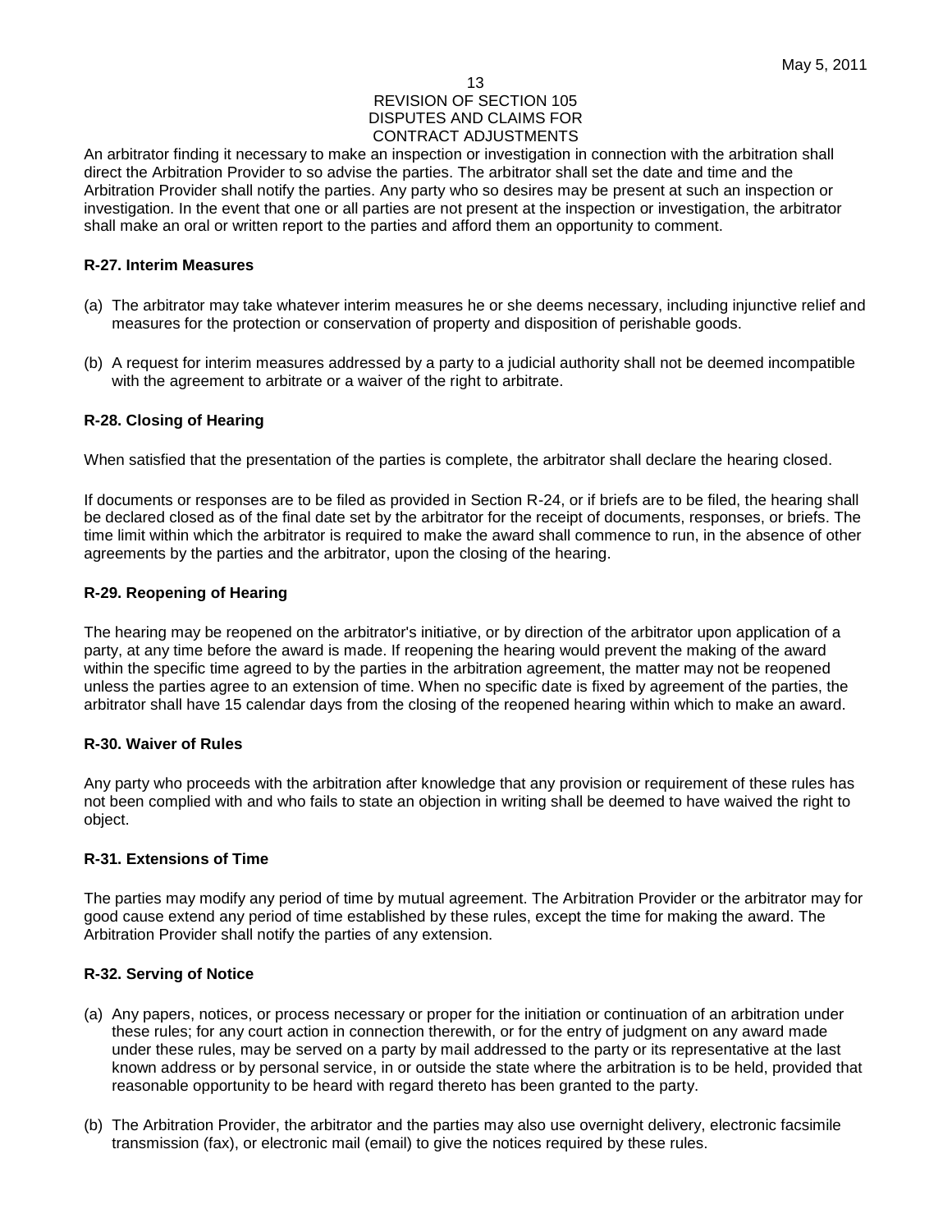An arbitrator finding it necessary to make an inspection or investigation in connection with the arbitration shall direct the Arbitration Provider to so advise the parties. The arbitrator shall set the date and time and the Arbitration Provider shall notify the parties. Any party who so desires may be present at such an inspection or investigation. In the event that one or all parties are not present at the inspection or investigation, the arbitrator shall make an oral or written report to the parties and afford them an opportunity to comment.

**R-27. Interim Measures**

(a) The arbitrator may take whatever interim measures he or she deems necessary, including injunctive relief and measures for the protection or conservation of property and disposition of perishable goods.

(b) A request for interim measures addressed by a party to a judicial authority shall not be deemed incompatible with the agreement to arbitrate or a waiver of the right to arbitrate.

**R-28. Closing of Hearing**

When satisfied that the presentation of the parties is complete, the arbitrator shall declare the hearing closed.

If documents or responses are to be filed as provided in Section R-24, or if briefs are to be filed, the hearing shall be declared closed as of the final date set by the arbitrator for the receipt of documents, responses, or briefs. The time limit within which the arbitrator is required to make the award shall commence to run, in the absence of other agreements by the parties and the arbitrator, upon the closing of the hearing.

**R-29. Reopening of Hearing**

The hearing may be reopened on the arbitrator's initiative, or by direction of the arbitrator upon application of a party, at any time before the award is made. If reopening the hearing would prevent the making of the award within the specific time agreed to by the parties in the arbitration agreement, the matter may not be reopened unless the parties agree to an extension of time. When no specific date is fixed by agreement of the parties, the arbitrator shall have 15 calendar days from the closing of the reopened hearing within which to make an award.

**R-30. Waiver of Rules**

Any party who proceeds with the arbitration after knowledge that any provision or requirement of these rules has not been complied with and who fails to state an objection in writing shall be deemed to have waived the right to object.

**R-31. Extensions of Time**

The parties may modify any period of time by mutual agreement. The Arbitration Provider or the arbitrator may for good cause extend any period of time established by these rules, except the time for making the award. The Arbitration Provider shall notify the parties of any extension.

**R-32. Serving of Notice**

(a) Any papers, notices, or process necessary or proper for the initiation or continuation of an arbitration under these rules; for any court action in connection therewith, or for the entry of judgment on any award made under these rules, may be served on a party by mail addressed to the party or its representative at the last known address or by personal service, in or outside the state where the arbitration is to be held, provided that reasonable opportunity to be heard with regard thereto has been granted to the party.

(b) The Arbitration Provider, the arbitrator and the parties may also use overnight delivery, electronic facsimile transmission (fax), or electronic mail (email) to give the notices required by these rules.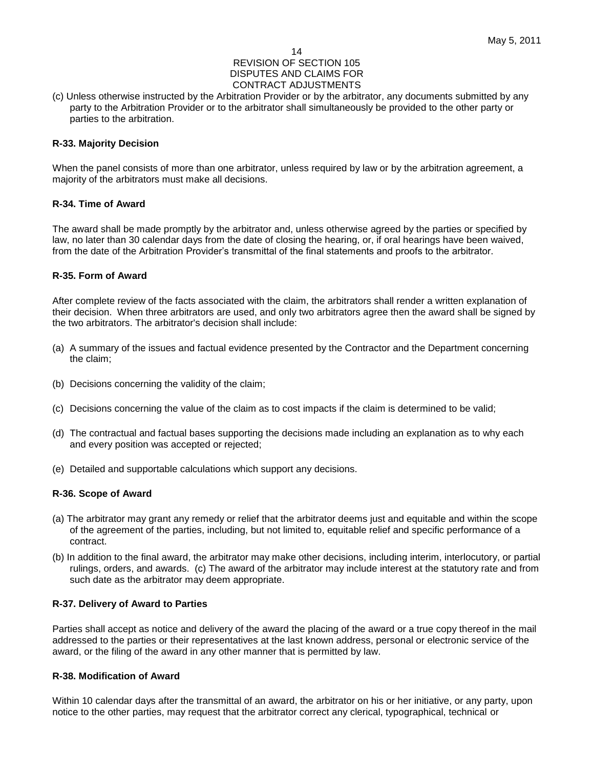(c) Unless otherwise instructed by the Arbitration Provider or by the arbitrator, any documents submitted by any party to the Arbitration Provider or to the arbitrator shall simultaneously be provided to the other party or parties to the arbitration.

**R-33. Majority Decision**

When the panel consists of more than one arbitrator, unless required by law or by the arbitration agreement, a majority of the arbitrators must make all decisions.

**R-34. Time of Award**

The award shall be made promptly by the arbitrator and, unless otherwise agreed by the parties or specified by law, no later than 30 calendar days from the date of closing the hearing, or, if oral hearings have been waived, from the date of the Arbitration Provider's transmittal of the final statements and proofs to the arbitrator.

**R-35. Form of Award**

After complete review of the facts associated with the claim, the arbitrators shall render a written explanation of their decision. When three arbitrators are used, and only two arbitrators agree then the award shall be signed by the two arbitrators. The arbitrator's decision shall include:

(a) A summary of the issues and factual evidence presented by the Contractor and the Department concerning the claim;

(b) Decisions concerning the validity of the claim;

(c) Decisions concerning the value of the claim as to cost impacts if the claim is determined to be valid;

(d) The contractual and factual bases supporting the decisions made including an explanation as to why each and every position was accepted or rejected;

(e) Detailed and supportable calculations which support any decisions.

**R-36. Scope of Award**

(a) The arbitrator may grant any remedy or relief that the arbitrator deems just and equitable and within the scope of the agreement of the parties, including, but not limited to, equitable relief and specific performance of a contract.

(b) In addition to the final award, the arbitrator may make other decisions, including interim, interlocutory, or partial rulings, orders, and awards. (c) The award of the arbitrator may include interest at the statutory rate and from such date as the arbitrator may deem appropriate.

**R-37. Delivery of Award to Parties**

Parties shall accept as notice and delivery of the award the placing of the award or a true copy thereof in the mail addressed to the parties or their representatives at the last known address, personal or electronic service of the award, or the filing of the award in any other manner that is permitted by law.

**R-38. Modification of Award**

Within 10 calendar days after the transmittal of an award, the arbitrator on his or her initiative, or any party, upon notice to the other parties, may request that the arbitrator correct any clerical, typographical, technical or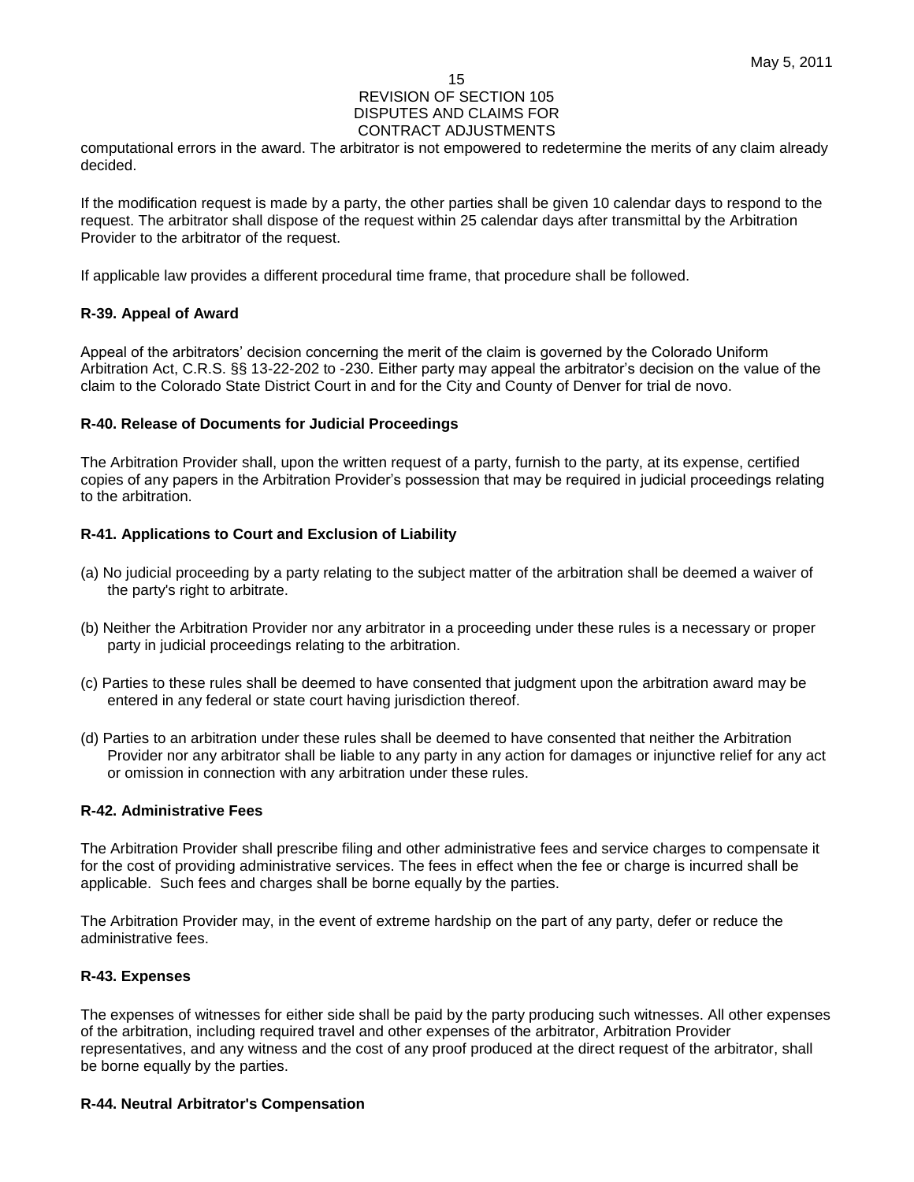computational errors in the award. The arbitrator is not empowered to redetermine the merits of any claim already decided.

If the modification request is made by a party, the other parties shall be given 10 calendar days to respond to the request. The arbitrator shall dispose of the request within 25 calendar days after transmittal by the Arbitration Provider to the arbitrator of the request.

If applicable law provides a different procedural time frame, that procedure shall be followed.

**R-39. Appeal of Award**

Appeal of the arbitrators' decision concerning the merit of the claim is governed by the Colorado Uniform Arbitration Act, C.R.S. §§ 13-22-202 to -230. Either party may appeal the arbitrator's decision on the value of the claim to the Colorado State District Court in and for the City and County of Denver for trial de novo.

**R-40. Release of Documents for Judicial Proceedings**

The Arbitration Provider shall, upon the written request of a party, furnish to the party, at its expense, certified copies of any papers in the Arbitration Provider's possession that may be required in judicial proceedings relating to the arbitration.

**R-41. Applications to Court and Exclusion of Liability**

(a) No judicial proceeding by a party relating to the subject matter of the arbitration shall be deemed a waiver of the party's right to arbitrate.

(b) Neither the Arbitration Provider nor any arbitrator in a proceeding under these rules is a necessary or proper party in judicial proceedings relating to the arbitration.

(c) Parties to these rules shall be deemed to have consented that judgment upon the arbitration award may be entered in any federal or state court having jurisdiction thereof.

(d) Parties to an arbitration under these rules shall be deemed to have consented that neither the Arbitration Provider nor any arbitrator shall be liable to any party in any action for damages or injunctive relief for any act or omission in connection with any arbitration under these rules.

**R-42. Administrative Fees**

The Arbitration Provider shall prescribe filing and other administrative fees and service charges to compensate it for the cost of providing administrative services. The fees in effect when the fee or charge is incurred shall be applicable. Such fees and charges shall be borne equally by the parties.

The Arbitration Provider may, in the event of extreme hardship on the part of any party, defer or reduce the administrative fees.

**R-43. Expenses**

The expenses of witnesses for either side shall be paid by the party producing such witnesses. All other expenses of the arbitration, including required travel and other expenses of the arbitrator, Arbitration Provider representatives, and any witness and the cost of any proof produced at the direct request of the arbitrator, shall be borne equally by the parties.

**R-44. Neutral Arbitrator's Compensation**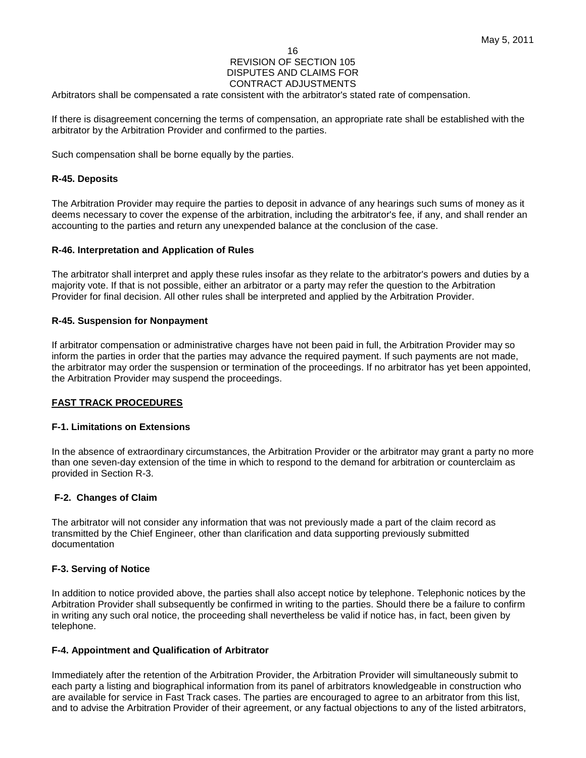Arbitrators shall be compensated a rate consistent with the arbitrator's stated rate of compensation.

If there is disagreement concerning the terms of compensation, an appropriate rate shall be established with the arbitrator by the Arbitration Provider and confirmed to the parties.

Such compensation shall be borne equally by the parties.

**R-45. Deposits**

The Arbitration Provider may require the parties to deposit in advance of any hearings such sums of money as it deems necessary to cover the expense of the arbitration, including the arbitrator's fee, if any, and shall render an accounting to the parties and return any unexpended balance at the conclusion of the case.

**R-46. Interpretation and Application of Rules**

The arbitrator shall interpret and apply these rules insofar as they relate to the arbitrator's powers and duties by a majority vote. If that is not possible, either an arbitrator or a party may refer the question to the Arbitration Provider for final decision. All other rules shall be interpreted and applied by the Arbitration Provider.

**R-45. Suspension for Nonpayment**

If arbitrator compensation or administrative charges have not been paid in full, the Arbitration Provider may so inform the parties in order that the parties may advance the required payment. If such payments are not made, the arbitrator may order the suspension or termination of the proceedings. If no arbitrator has yet been appointed, the Arbitration Provider may suspend the proceedings.

**FAST TRACK PROCEDURES**

**F-1. Limitations on Extensions**

In the absence of extraordinary circumstances, the Arbitration Provider or the arbitrator may grant a party no more than one seven-day extension of the time in which to respond to the demand for arbitration or counterclaim as provided in Section R-3.

**F-2. Changes of Claim**

The arbitrator will not consider any information that was not previously made a part of the claim record as transmitted by the Chief Engineer, other than clarification and data supporting previously submitted documentation

**F-3. Serving of Notice**

In addition to notice provided above, the parties shall also accept notice by telephone. Telephonic notices by the Arbitration Provider shall subsequently be confirmed in writing to the parties. Should there be a failure to confirm in writing any such oral notice, the proceeding shall nevertheless be valid if notice has, in fact, been given by telephone.

**F-4. Appointment and Qualification of Arbitrator**

Immediately after the retention of the Arbitration Provider, the Arbitration Provider will simultaneously submit to each party a listing and biographical information from its panel of arbitrators knowledgeable in construction who are available for service in Fast Track cases. The parties are encouraged to agree to an arbitrator from this list, and to advise the Arbitration Provider of their agreement, or any factual objections to any of the listed arbitrators,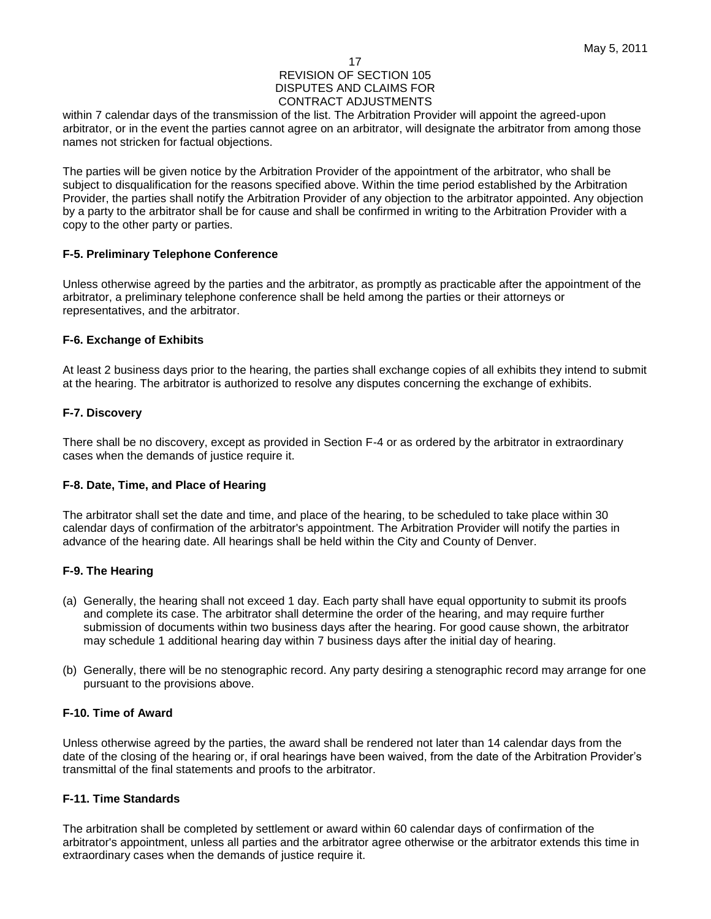within 7 calendar days of the transmission of the list. The Arbitration Provider will appoint the agreed-upon arbitrator, or in the event the parties cannot agree on an arbitrator, will designate the arbitrator from among those names not stricken for factual objections.

The parties will be given notice by the Arbitration Provider of the appointment of the arbitrator, who shall be subject to disqualification for the reasons specified above. Within the time period established by the Arbitration Provider, the parties shall notify the Arbitration Provider of any objection to the arbitrator appointed. Any objection by a party to the arbitrator shall be for cause and shall be confirmed in writing to the Arbitration Provider with a copy to the other party or parties.

**F-5. Preliminary Telephone Conference**

Unless otherwise agreed by the parties and the arbitrator, as promptly as practicable after the appointment of the arbitrator, a preliminary telephone conference shall be held among the parties or their attorneys or representatives, and the arbitrator.

**F-6. Exchange of Exhibits**

At least 2 business days prior to the hearing, the parties shall exchange copies of all exhibits they intend to submit at the hearing. The arbitrator is authorized to resolve any disputes concerning the exchange of exhibits.

**F-7. Discovery**

There shall be no discovery, except as provided in Section F-4 or as ordered by the arbitrator in extraordinary cases when the demands of justice require it.

**F-8. Date, Time, and Place of Hearing**

The arbitrator shall set the date and time, and place of the hearing, to be scheduled to take place within 30 calendar days of confirmation of the arbitrator's appointment. The Arbitration Provider will notify the parties in advance of the hearing date. All hearings shall be held within the City and County of Denver.

**F-9. The Hearing**

(a) Generally, the hearing shall not exceed 1 day. Each party shall have equal opportunity to submit its proofs and complete its case. The arbitrator shall determine the order of the hearing, and may require further submission of documents within two business days after the hearing. For good cause shown, the arbitrator may schedule 1 additional hearing day within 7 business days after the initial day of hearing.

(b) Generally, there will be no stenographic record. Any party desiring a stenographic record may arrange for one pursuant to the provisions above.

**F-10. Time of Award**

Unless otherwise agreed by the parties, the award shall be rendered not later than 14 calendar days from the date of the closing of the hearing or, if oral hearings have been waived, from the date of the Arbitration Provider's transmittal of the final statements and proofs to the arbitrator.

**F-11. Time Standards**

The arbitration shall be completed by settlement or award within 60 calendar days of confirmation of the arbitrator's appointment, unless all parties and the arbitrator agree otherwise or the arbitrator extends this time in extraordinary cases when the demands of justice require it.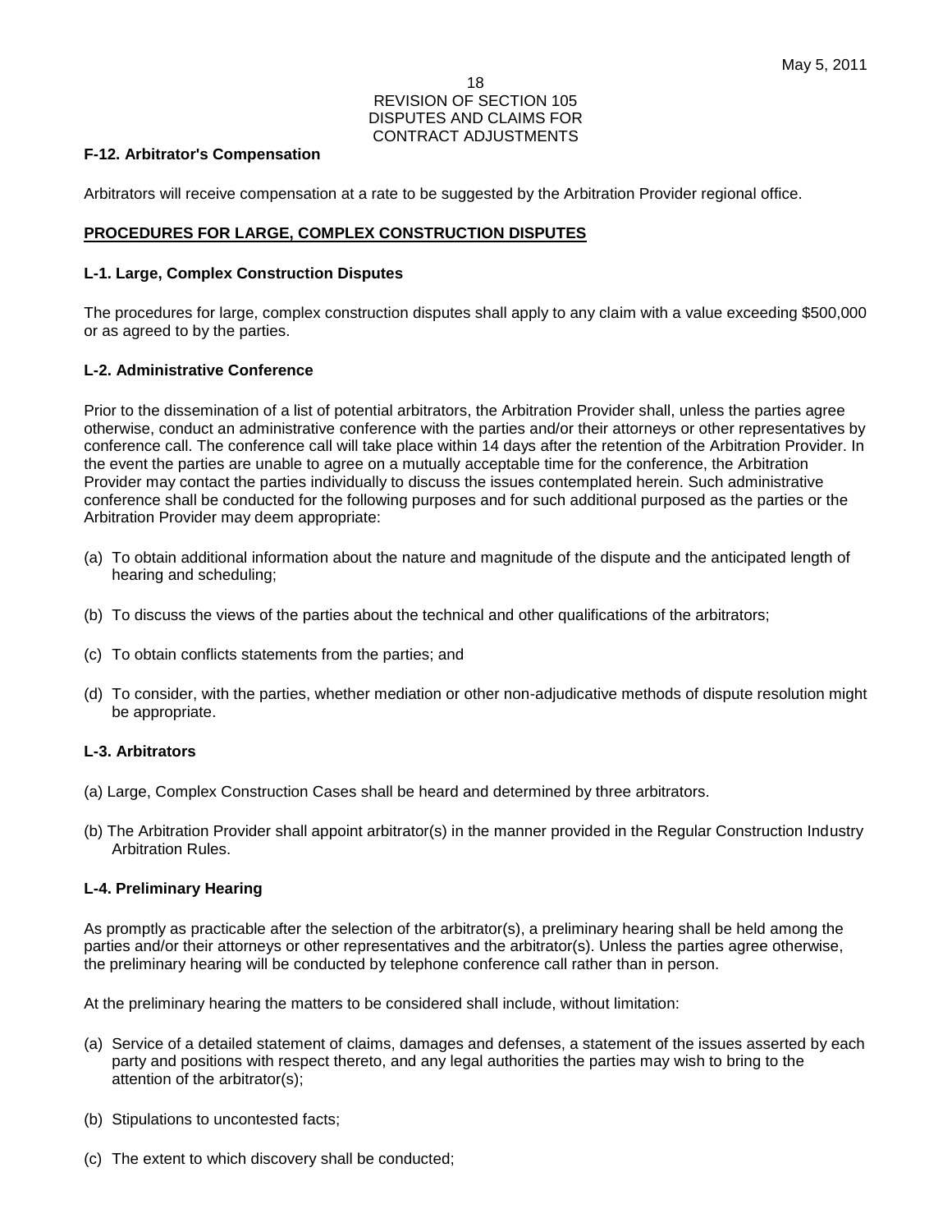**F-12. Arbitrator's Compensation**

Arbitrators will receive compensation at a rate to be suggested by the Arbitration Provider regional office.

**PROCEDURES FOR LARGE, COMPLEX CONSTRUCTION DISPUTES**

**L-1. Large, Complex Construction Disputes**

The procedures for large, complex construction disputes shall apply to any claim with a value exceeding $500,000 or as agreed to by the parties.

**L-2. Administrative Conference**

Prior to the dissemination of a list of potential arbitrators, the Arbitration Provider shall, unless the parties agree otherwise, conduct an administrative conference with the parties and/or their attorneys or other representatives by conference call. The conference call will take place within 14 days after the retention of the Arbitration Provider. In the event the parties are unable to agree on a mutually acceptable time for the conference, the Arbitration Provider may contact the parties individually to discuss the issues contemplated herein. Such administrative conference shall be conducted for the following purposes and for such additional purposed as the parties or the Arbitration Provider may deem appropriate:

(a) To obtain additional information about the nature and magnitude of the dispute and the anticipated length of hearing and scheduling;

(b) To discuss the views of the parties about the technical and other qualifications of the arbitrators;

(c) To obtain conflicts statements from the parties; and

(d) To consider, with the parties, whether mediation or other non-adjudicative methods of dispute resolution might be appropriate.

**L-3. Arbitrators**

(a) Large, Complex Construction Cases shall be heard and determined by three arbitrators.

(b) The Arbitration Provider shall appoint arbitrator(s) in the manner provided in the Regular Construction Industry Arbitration Rules.

**L-4. Preliminary Hearing**

As promptly as practicable after the selection of the arbitrator(s), a preliminary hearing shall be held among the parties and/or their attorneys or other representatives and the arbitrator(s). Unless the parties agree otherwise, the preliminary hearing will be conducted by telephone conference call rather than in person.

At the preliminary hearing the matters to be considered shall include, without limitation:

(a) Service of a detailed statement of claims, damages and defenses, a statement of the issues asserted by each party and positions with respect thereto, and any legal authorities the parties may wish to bring to the attention of the arbitrator(s);

(b) Stipulations to uncontested facts;

(c) The extent to which discovery shall be conducted;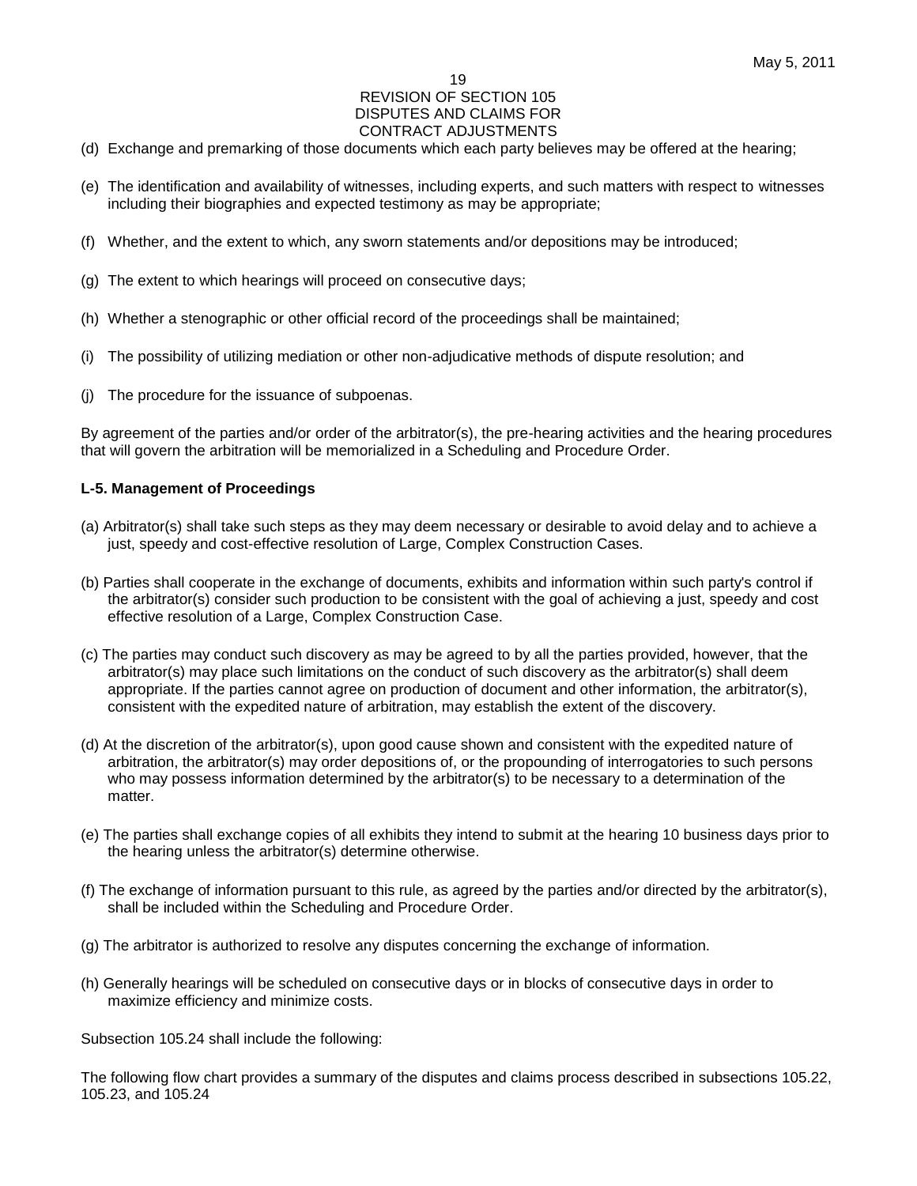(d) Exchange and premarking of those documents which each party believes may be offered at the hearing;

(e) The identification and availability of witnesses, including experts, and such matters with respect to witnesses including their biographies and expected testimony as may be appropriate;

(f) Whether, and the extent to which, any sworn statements and/or depositions may be introduced;

(g) The extent to which hearings will proceed on consecutive days;

(h) Whether a stenographic or other official record of the proceedings shall be maintained;

(i) The possibility of utilizing mediation or other non-adjudicative methods of dispute resolution; and

(j) The procedure for the issuance of subpoenas.

By agreement of the parties and/or order of the arbitrator(s), the pre-hearing activities and the hearing procedures that will govern the arbitration will be memorialized in a Scheduling and Procedure Order.

**L-5. Management of Proceedings**

(a) Arbitrator(s) shall take such steps as they may deem necessary or desirable to avoid delay and to achieve a just, speedy and cost-effective resolution of Large, Complex Construction Cases.

(b) Parties shall cooperate in the exchange of documents, exhibits and information within such party's control if the arbitrator(s) consider such production to be consistent with the goal of achieving a just, speedy and cost effective resolution of a Large, Complex Construction Case.

(c) The parties may conduct such discovery as may be agreed to by all the parties provided, however, that the arbitrator(s) may place such limitations on the conduct of such discovery as the arbitrator(s) shall deem appropriate. If the parties cannot agree on production of document and other information, the arbitrator(s), consistent with the expedited nature of arbitration, may establish the extent of the discovery.

(d) At the discretion of the arbitrator(s), upon good cause shown and consistent with the expedited nature of arbitration, the arbitrator(s) may order depositions of, or the propounding of interrogatories to such persons who may possess information determined by the arbitrator(s) to be necessary to a determination of the matter.

(e) The parties shall exchange copies of all exhibits they intend to submit at the hearing 10 business days prior to the hearing unless the arbitrator(s) determine otherwise.

(f) The exchange of information pursuant to this rule, as agreed by the parties and/or directed by the arbitrator(s), shall be included within the Scheduling and Procedure Order.

(g) The arbitrator is authorized to resolve any disputes concerning the exchange of information.

(h) Generally hearings will be scheduled on consecutive days or in blocks of consecutive days in order to maximize efficiency and minimize costs.

Subsection 105.24 shall include the following:

The following flow chart provides a summary of the disputes and claims process described in subsections 105.22, 105.23, and 105.24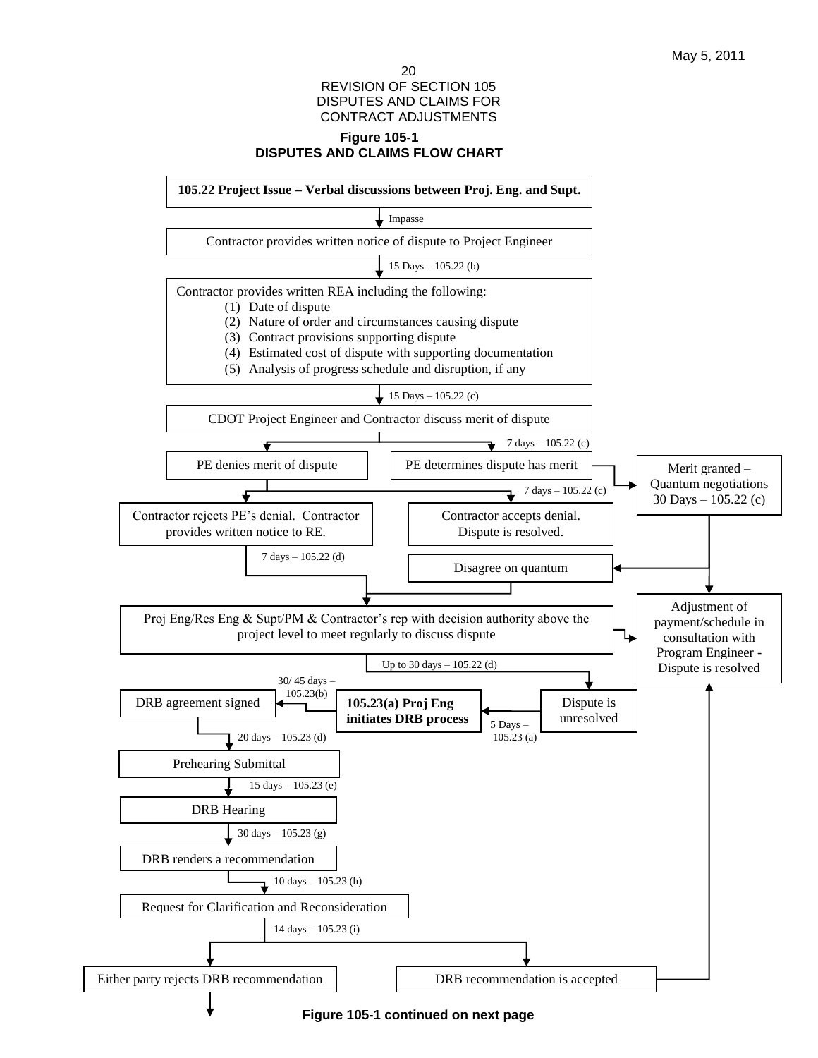REVISION OF SECTION 105
DISPUTES AND CLAIMS FOR
CONTRACT ADJUSTMENTS

**Figure 105-1**
**DISPUTES AND CLAIMS FLOW CHART**

**105.22 Project Issue – Verbal discussions between Proj. Eng. and Supt.**

↓ Impasse

Contractor provides written notice of dispute to Project Engineer

↓ 15 Days – 105.22 (b)

Contractor provides written REA including the following:
1. Date of dispute
2. Nature of order and circumstances causing dispute
3. Contract provisions supporting dispute
4. Estimated cost of dispute with supporting documentation
5. Analysis of progress schedule and disruption, if any

↓ 15 Days – 105.22 (c)

CDOT Project Engineer and Contractor discuss merit of dispute

↓ 7 days – 105.22 (c)

PE denies merit of dispute | PE determines dispute has merit

PE determines dispute has merit → Merit granted – Quantum negotiations 30 Days – 105.22 (c)

PE denies merit of dispute ↓ 7 days – 105.22 (c)

Contractor rejects PE's denial. Contractor provides written notice to RE. | Contractor accepts denial. Dispute is resolved.

Merit granted – Quantum negotiations → Disagree on quantum

Merit granted – Quantum negotiations → Adjustment of payment/schedule in consultation with Program Engineer - Dispute is resolved

Contractor rejects PE's denial ↓ 7 days – 105.22 (d); Disagree on quantum ↓

Proj Eng/Res Eng & Supt/PM & Contractor's rep with decision authority above the project level to meet regularly to discuss dispute

→ Adjustment of payment/schedule in consultation with Program Engineer - Dispute is resolved

↓ Up to 30 days – 105.22 (d)

Dispute is unresolved

↓ 5 Days – 105.23 (a)

**105.23(a) Proj Eng initiates DRB process**

↓ 30/ 45 days – 105.23(b)

DRB agreement signed

↓ 20 days – 105.23 (d)

Prehearing Submittal

↓ 15 days – 105.23 (e)

DRB Hearing

↓ 30 days – 105.23 (g)

DRB renders a recommendation

↓ 10 days – 105.23 (h)

Request for Clarification and Reconsideration

↓ 14 days – 105.23 (i)

Either party rejects DRB recommendation | DRB recommendation is accepted

DRB recommendation is accepted → Adjustment of payment/schedule in consultation with Program Engineer - Dispute is resolved

Either party rejects DRB recommendation ↓

**Figure 105-1 continued on next page**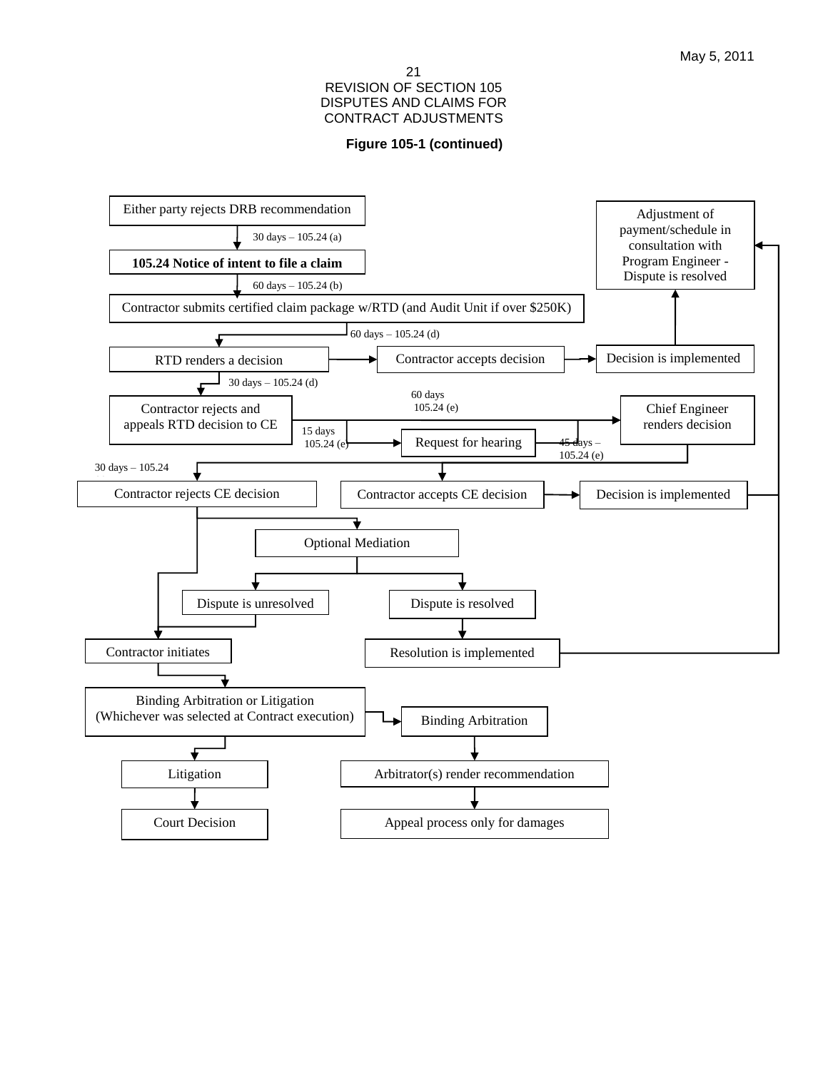May 5, 2011

REVISION OF SECTION 105
DISPUTES AND CLAIMS FOR
CONTRACT ADJUSTMENTS

**Figure 105-1 (continued)**

Either party rejects DRB recommendation

30 days – 105.24 (a)

**105.24 Notice of intent to file a claim**

60 days – 105.24 (b)

Contractor submits certified claim package w/RTD (and Audit Unit if over $250K)

60 days – 105.24 (d)

RTD renders a decision

Contractor accepts decision

Decision is implemented

Adjustment of payment/schedule in consultation with Program Engineer - Dispute is resolved

30 days – 105.24 (d)

Contractor rejects and appeals RTD decision to CE

60 days
105.24 (e)

15 days
105.24 (e)

Request for hearing

45 days – 105.24 (e)

Chief Engineer renders decision

30 days – 105.24

Contractor rejects CE decision

Contractor accepts CE decision

Decision is implemented

Optional Mediation

Dispute is unresolved

Dispute is resolved

Contractor initiates

Resolution is implemented

Binding Arbitration or Litigation
(Whichever was selected at Contract execution)

Binding Arbitration

Litigation

Arbitrator(s) render recommendation

Court Decision

Appeal process only for damages